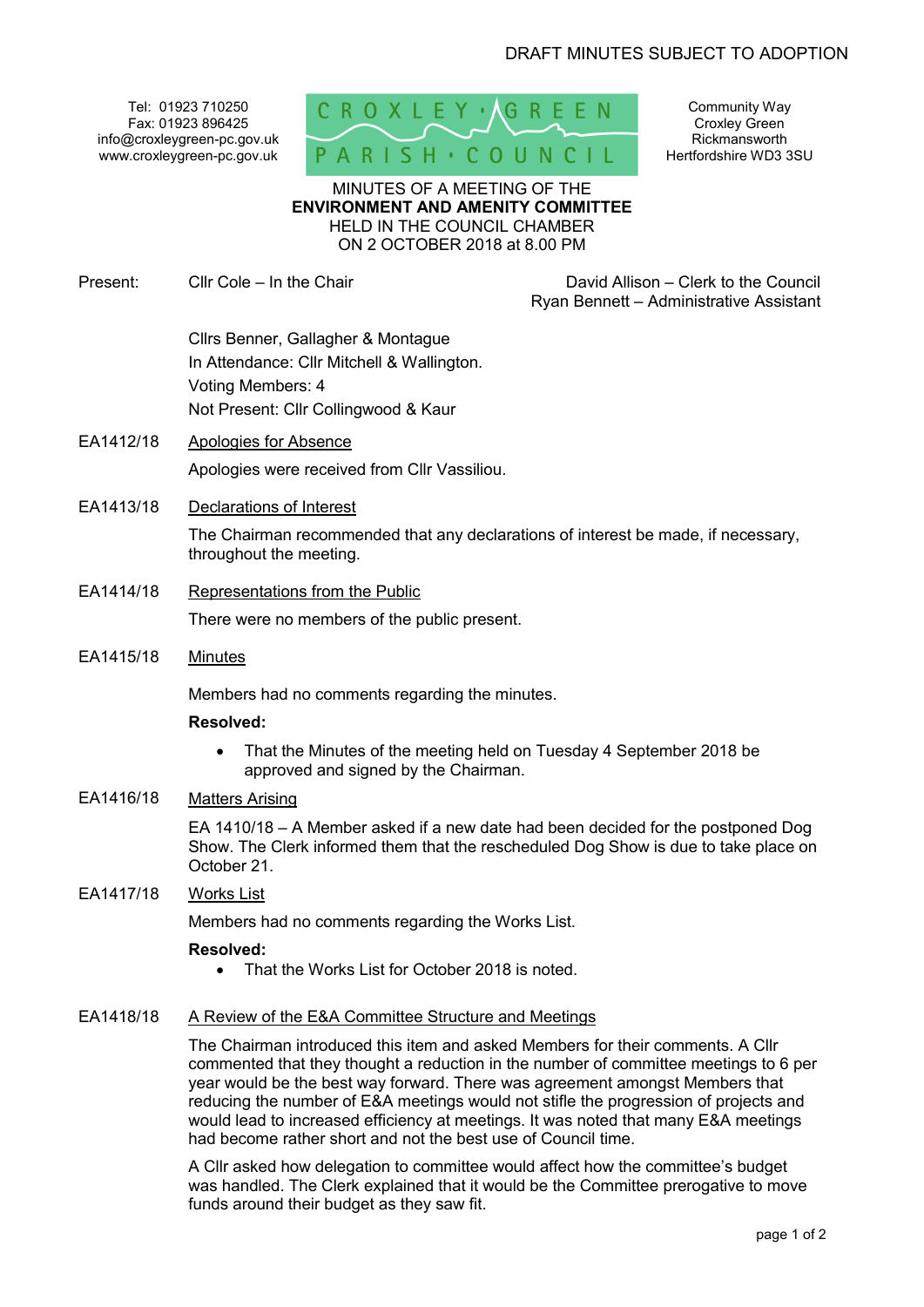DRAFT MINUTES SUBJECT TO ADOPTION

Tel: 01923 710250
Fax: 01923 896425
info@croxleygreen-pc.gov.uk
www.croxleygreen-pc.gov.uk

CROXLEY GREEN PARISH COUNCIL

Community Way
Croxley Green
Rickmansworth
Hertfordshire WD3 3SU

MINUTES OF A MEETING OF THE
**ENVIRONMENT AND AMENITY COMMITTEE**
HELD IN THE COUNCIL CHAMBER
ON 2 OCTOBER 2018 at 8.00 PM

Present: Cllr Cole – In the Chair

David Allison – Clerk to the Council
Ryan Bennett – Administrative Assistant

Cllrs Benner, Gallagher & Montague
In Attendance: Cllr Mitchell & Wallington.
Voting Members: 4
Not Present: Cllr Collingwood & Kaur

EA1412/18 Apologies for Absence

Apologies were received from Cllr Vassiliou.

EA1413/18 Declarations of Interest

The Chairman recommended that any declarations of interest be made, if necessary, throughout the meeting.

EA1414/18 Representations from the Public

There were no members of the public present.

EA1415/18 Minutes

Members had no comments regarding the minutes.

**Resolved:**

- That the Minutes of the meeting held on Tuesday 4 September 2018 be approved and signed by the Chairman.

EA1416/18 Matters Arising

EA 1410/18 – A Member asked if a new date had been decided for the postponed Dog Show. The Clerk informed them that the rescheduled Dog Show is due to take place on October 21.

EA1417/18 Works List

Members had no comments regarding the Works List.

**Resolved:**

- That the Works List for October 2018 is noted.

EA1418/18 A Review of the E&A Committee Structure and Meetings

The Chairman introduced this item and asked Members for their comments. A Cllr commented that they thought a reduction in the number of committee meetings to 6 per year would be the best way forward. There was agreement amongst Members that reducing the number of E&A meetings would not stifle the progression of projects and would lead to increased efficiency at meetings. It was noted that many E&A meetings had become rather short and not the best use of Council time.

A Cllr asked how delegation to committee would affect how the committee's budget was handled. The Clerk explained that it would be the Committee prerogative to move funds around their budget as they saw fit.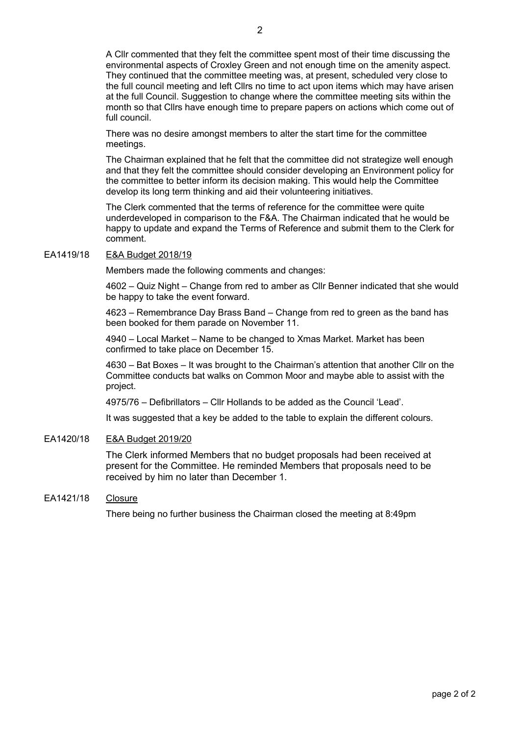A Cllr commented that they felt the committee spent most of their time discussing the environmental aspects of Croxley Green and not enough time on the amenity aspect. They continued that the committee meeting was, at present, scheduled very close to the full council meeting and left Cllrs no time to act upon items which may have arisen at the full Council. Suggestion to change where the committee meeting sits within the month so that Cllrs have enough time to prepare papers on actions which come out of full council.

There was no desire amongst members to alter the start time for the committee meetings.

The Chairman explained that he felt that the committee did not strategize well enough and that they felt the committee should consider developing an Environment policy for the committee to better inform its decision making. This would help the Committee develop its long term thinking and aid their volunteering initiatives.

The Clerk commented that the terms of reference for the committee were quite underdeveloped in comparison to the F&A. The Chairman indicated that he would be happy to update and expand the Terms of Reference and submit them to the Clerk for comment.

EA1419/18 <u>E&A Budget 2018/19</u>

Members made the following comments and changes:

4602 – Quiz Night – Change from red to amber as Cllr Benner indicated that she would be happy to take the event forward.

4623 – Remembrance Day Brass Band – Change from red to green as the band has been booked for them parade on November 11.

4940 – Local Market – Name to be changed to Xmas Market. Market has been confirmed to take place on December 15.

4630 – Bat Boxes – It was brought to the Chairman's attention that another Cllr on the Committee conducts bat walks on Common Moor and maybe able to assist with the project.

4975/76 – Defibrillators – Cllr Hollands to be added as the Council 'Lead'.

It was suggested that a key be added to the table to explain the different colours.

EA1420/18 <u>E&A Budget 2019/20</u>

The Clerk informed Members that no budget proposals had been received at present for the Committee. He reminded Members that proposals need to be received by him no later than December 1.

EA1421/18 <u>Closure</u>

There being no further business the Chairman closed the meeting at 8:49pm